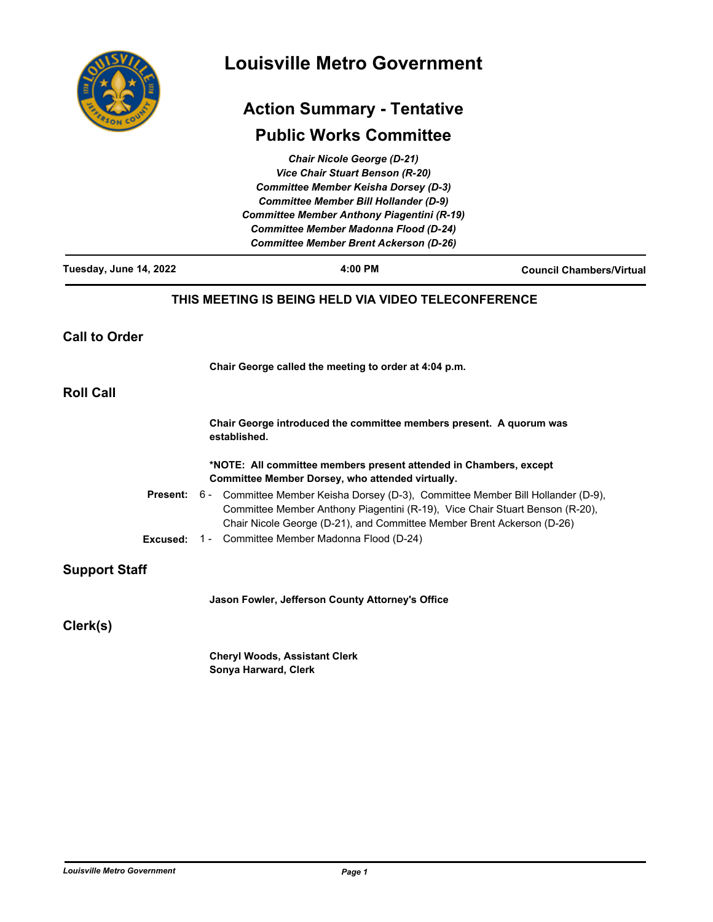# Louisville Metro Government

## Action Summary - Tentative

## Public Works Committee

*Chair Nicole George (D-21)*
*Vice Chair Stuart Benson (R-20)*
*Committee Member Keisha Dorsey (D-3)*
*Committee Member Bill Hollander (D-9)*
*Committee Member Anthony Piagentini (R-19)*
*Committee Member Madonna Flood (D-24)*
*Committee Member Brent Ackerson (D-26)*

**Tuesday, June 14, 2022** | **4:00 PM** | **Council Chambers/Virtual**

**THIS MEETING IS BEING HELD VIA VIDEO TELECONFERENCE**

## Call to Order

**Chair George called the meeting to order at 4:04 p.m.**

## Roll Call

**Chair George introduced the committee members present. A quorum was established.**

***NOTE: All committee members present attended in Chambers, except Committee Member Dorsey, who attended virtually.**

**Present:** 6 - Committee Member Keisha Dorsey (D-3), Committee Member Bill Hollander (D-9), Committee Member Anthony Piagentini (R-19), Vice Chair Stuart Benson (R-20), Chair Nicole George (D-21), and Committee Member Brent Ackerson (D-26)

**Excused:** 1 - Committee Member Madonna Flood (D-24)

## Support Staff

**Jason Fowler, Jefferson County Attorney's Office**

## Clerk(s)

**Cheryl Woods, Assistant Clerk**
**Sonya Harward, Clerk**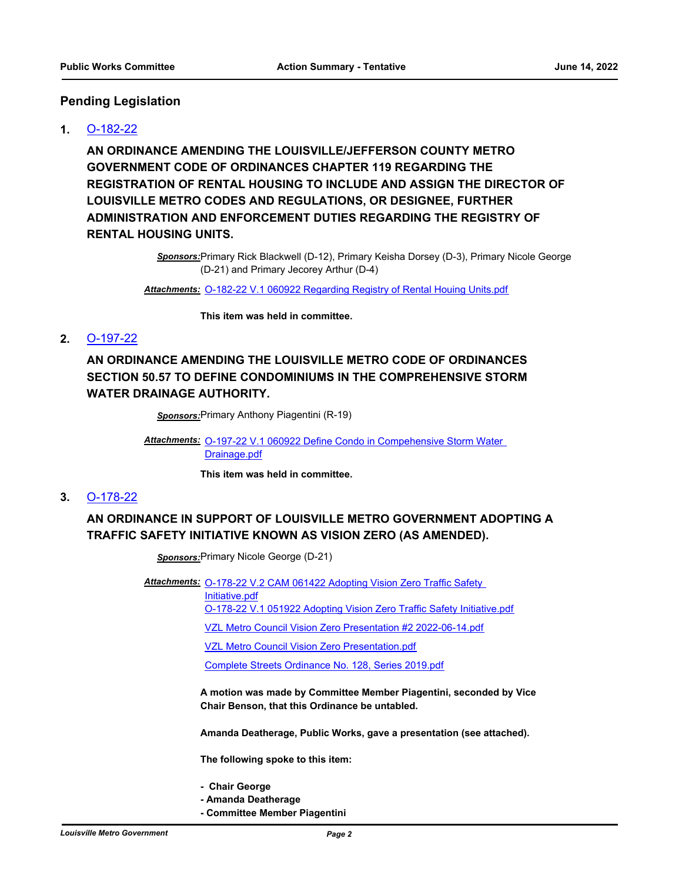## Pending Legislation

**1.** O-182-22

**AN ORDINANCE AMENDING THE LOUISVILLE/JEFFERSON COUNTY METRO GOVERNMENT CODE OF ORDINANCES CHAPTER 119 REGARDING THE REGISTRATION OF RENTAL HOUSING TO INCLUDE AND ASSIGN THE DIRECTOR OF LOUISVILLE METRO CODES AND REGULATIONS, OR DESIGNEE, FURTHER ADMINISTRATION AND ENFORCEMENT DUTIES REGARDING THE REGISTRY OF RENTAL HOUSING UNITS.**

***Sponsors:*** Primary Rick Blackwell (D-12), Primary Keisha Dorsey (D-3), Primary Nicole George (D-21) and Primary Jecorey Arthur (D-4)

***Attachments:*** O-182-22 V.1 060922 Regarding Registry of Rental Houing Units.pdf

**This item was held in committee.**

**2.** O-197-22

**AN ORDINANCE AMENDING THE LOUISVILLE METRO CODE OF ORDINANCES SECTION 50.57 TO DEFINE CONDOMINIUMS IN THE COMPREHENSIVE STORM WATER DRAINAGE AUTHORITY.**

***Sponsors:*** Primary Anthony Piagentini (R-19)

***Attachments:*** O-197-22 V.1 060922 Define Condo in Compehensive Storm Water Drainage.pdf

**This item was held in committee.**

**3.** O-178-22

**AN ORDINANCE IN SUPPORT OF LOUISVILLE METRO GOVERNMENT ADOPTING A TRAFFIC SAFETY INITIATIVE KNOWN AS VISION ZERO (AS AMENDED).**

***Sponsors:*** Primary Nicole George (D-21)

***Attachments:*** O-178-22 V.2 CAM 061422 Adopting Vision Zero Traffic Safety Initiative.pdf
O-178-22 V.1 051922 Adopting Vision Zero Traffic Safety Initiative.pdf
VZL Metro Council Vision Zero Presentation #2 2022-06-14.pdf
VZL Metro Council Vision Zero Presentation.pdf
Complete Streets Ordinance No. 128, Series 2019.pdf

**A motion was made by Committee Member Piagentini, seconded by Vice Chair Benson, that this Ordinance be untabled.**

**Amanda Deatherage, Public Works, gave a presentation (see attached).**

**The following spoke to this item:**

- **Chair George**
- **Amanda Deatherage**
- **Committee Member Piagentini**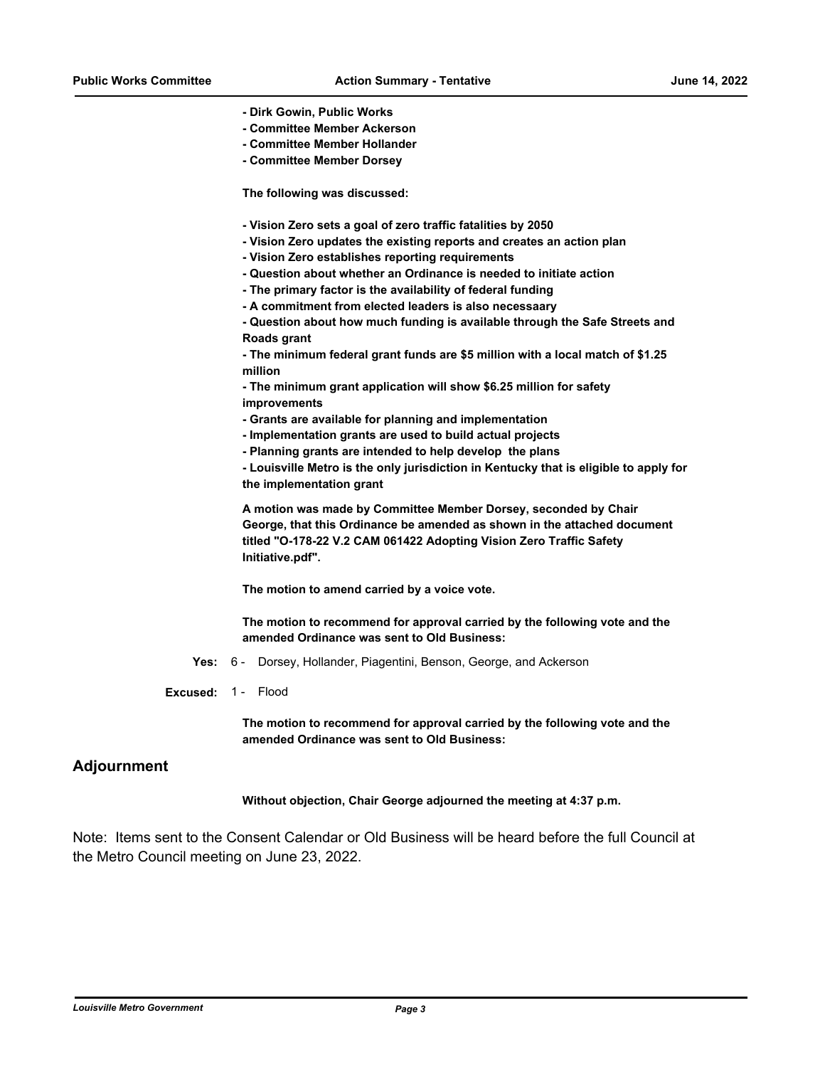**- Dirk Gowin, Public Works**
**- Committee Member Ackerson**
**- Committee Member Hollander**
**- Committee Member Dorsey**

**The following was discussed:**

**- Vision Zero sets a goal of zero traffic fatalities by 2050**
**- Vision Zero updates the existing reports and creates an action plan**
**- Vision Zero establishes reporting requirements**
**- Question about whether an Ordinance is needed to initiate action**
**- The primary factor is the availability of federal funding**
**- A commitment from elected leaders is also necessaary**
**- Question about how much funding is available through the Safe Streets and Roads grant**
**- The minimum federal grant funds are $5 million with a local match of $1.25 million**
**- The minimum grant application will show $6.25 million for safety improvements**
**- Grants are available for planning and implementation**
**- Implementation grants are used to build actual projects**
**- Planning grants are intended to help develop the plans**
**- Louisville Metro is the only jurisdiction in Kentucky that is eligible to apply for the implementation grant**

**A motion was made by Committee Member Dorsey, seconded by Chair George, that this Ordinance be amended as shown in the attached document titled "O-178-22 V.2 CAM 061422 Adopting Vision Zero Traffic Safety Initiative.pdf".**

**The motion to amend carried by a voice vote.**

**The motion to recommend for approval carried by the following vote and the amended Ordinance was sent to Old Business:**

**Yes:** 6 - Dorsey, Hollander, Piagentini, Benson, George, and Ackerson

**Excused:** 1 - Flood

**The motion to recommend for approval carried by the following vote and the amended Ordinance was sent to Old Business:**

## Adjournment

**Without objection, Chair George adjourned the meeting at 4:37 p.m.**

Note: Items sent to the Consent Calendar or Old Business will be heard before the full Council at the Metro Council meeting on June 23, 2022.